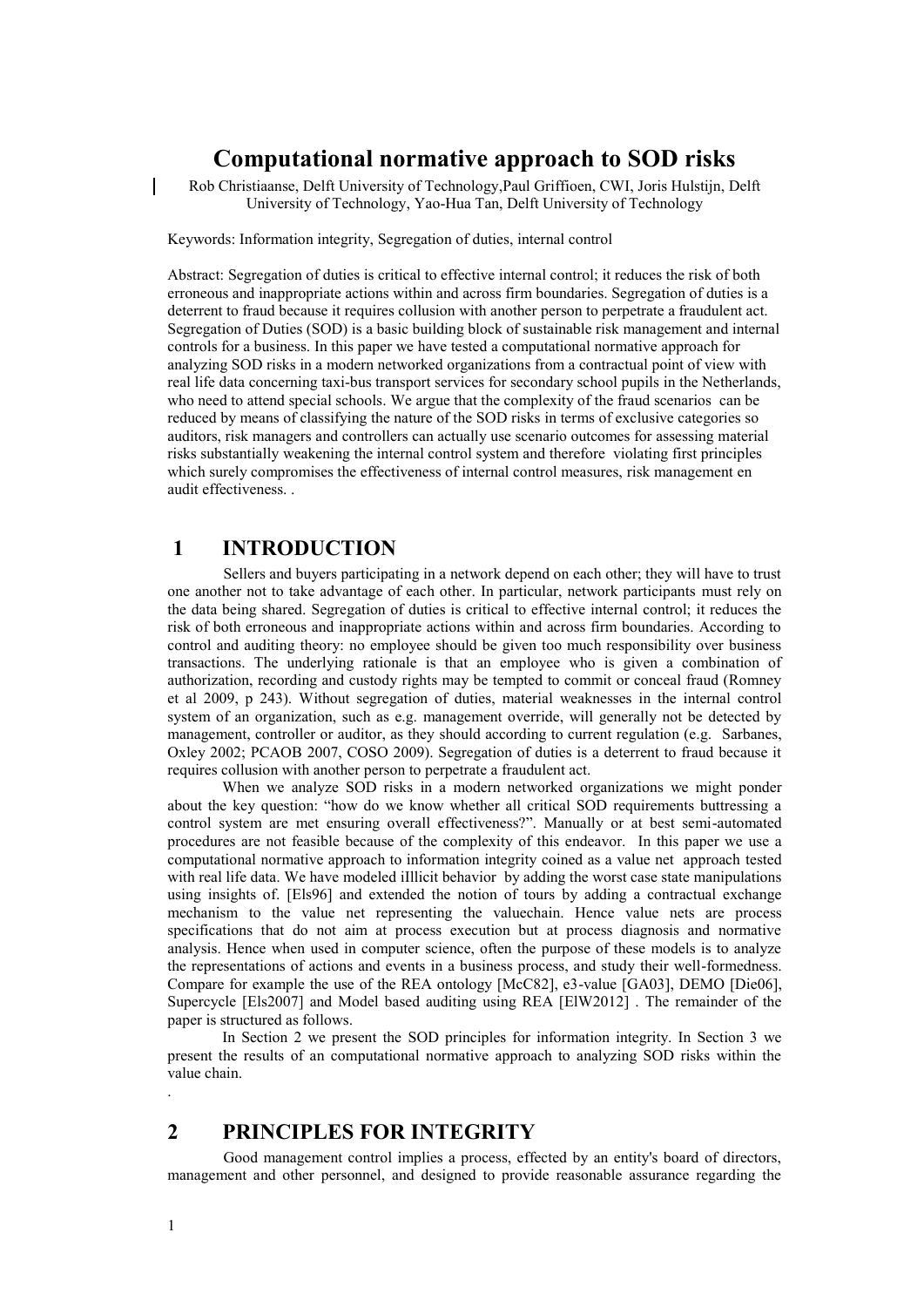# Computational normative approach to SOD risks

Rob Christiaanse, Delft University of Technology,Paul Griffioen, CWI, Joris Hulstijn, Delft University of Technology, Yao-Hua Tan, Delft University of Technology

Keywords: Information integrity, Segregation of duties, internal control

Abstract: Segregation of duties is critical to effective internal control; it reduces the risk of both erroneous and inappropriate actions within and across firm boundaries. Segregation of duties is a deterrent to fraud because it requires collusion with another person to perpetrate a fraudulent act. Segregation of Duties (SOD) is a basic building block of sustainable risk management and internal controls for a business. In this paper we have tested a computational normative approach for analyzing SOD risks in a modern networked organizations from a contractual point of view with real life data concerning taxi-bus transport services for secondary school pupils in the Netherlands, who need to attend special schools. We argue that the complexity of the fraud scenarios can be reduced by means of classifying the nature of the SOD risks in terms of exclusive categories so auditors, risk managers and controllers can actually use scenario outcomes for assessing material risks substantially weakening the internal control system and therefore violating first principles which surely compromises the effectiveness of internal control measures, risk management en audit effectiveness. .

## 1 INTRODUCTION

Sellers and buyers participating in a network depend on each other; they will have to trust one another not to take advantage of each other. In particular, network participants must rely on the data being shared. Segregation of duties is critical to effective internal control; it reduces the risk of both erroneous and inappropriate actions within and across firm boundaries. According to control and auditing theory: no employee should be given too much responsibility over business transactions. The underlying rationale is that an employee who is given a combination of authorization, recording and custody rights may be tempted to commit or conceal fraud (Romney et al 2009, p 243). Without segregation of duties, material weaknesses in the internal control system of an organization, such as e.g. management override, will generally not be detected by management, controller or auditor, as they should according to current regulation (e.g. Sarbanes, Oxley 2002; PCAOB 2007, COSO 2009). Segregation of duties is a deterrent to fraud because it requires collusion with another person to perpetrate a fraudulent act.

When we analyze SOD risks in a modern networked organizations we might ponder about the key question: "how do we know whether all critical SOD requirements buttressing a control system are met ensuring overall effectiveness?". Manually or at best semi-automated procedures are not feasible because of the complexity of this endeavor. In this paper we use a computational normative approach to information integrity coined as a value net approach tested with real life data. We have modeled iIllicit behavior by adding the worst case state manipulations using insights of. [Els96] and extended the notion of tours by adding a contractual exchange mechanism to the value net representing the valuechain. Hence value nets are process specifications that do not aim at process execution but at process diagnosis and normative analysis. Hence when used in computer science, often the purpose of these models is to analyze the representations of actions and events in a business process, and study their well-formedness. Compare for example the use of the REA ontology [McC82], e3-value [GA03], DEMO [Die06], Supercycle [Els2007] and Model based auditing using REA [ElW2012] . The remainder of the paper is structured as follows.

In Section 2 we present the SOD principles for information integrity. In Section 3 we present the results of an computational normative approach to analyzing SOD risks within the value chain.

.

## 2 PRINCIPLES FOR INTEGRITY

Good management control implies a process, effected by an entity's board of directors, management and other personnel, and designed to provide reasonable assurance regarding the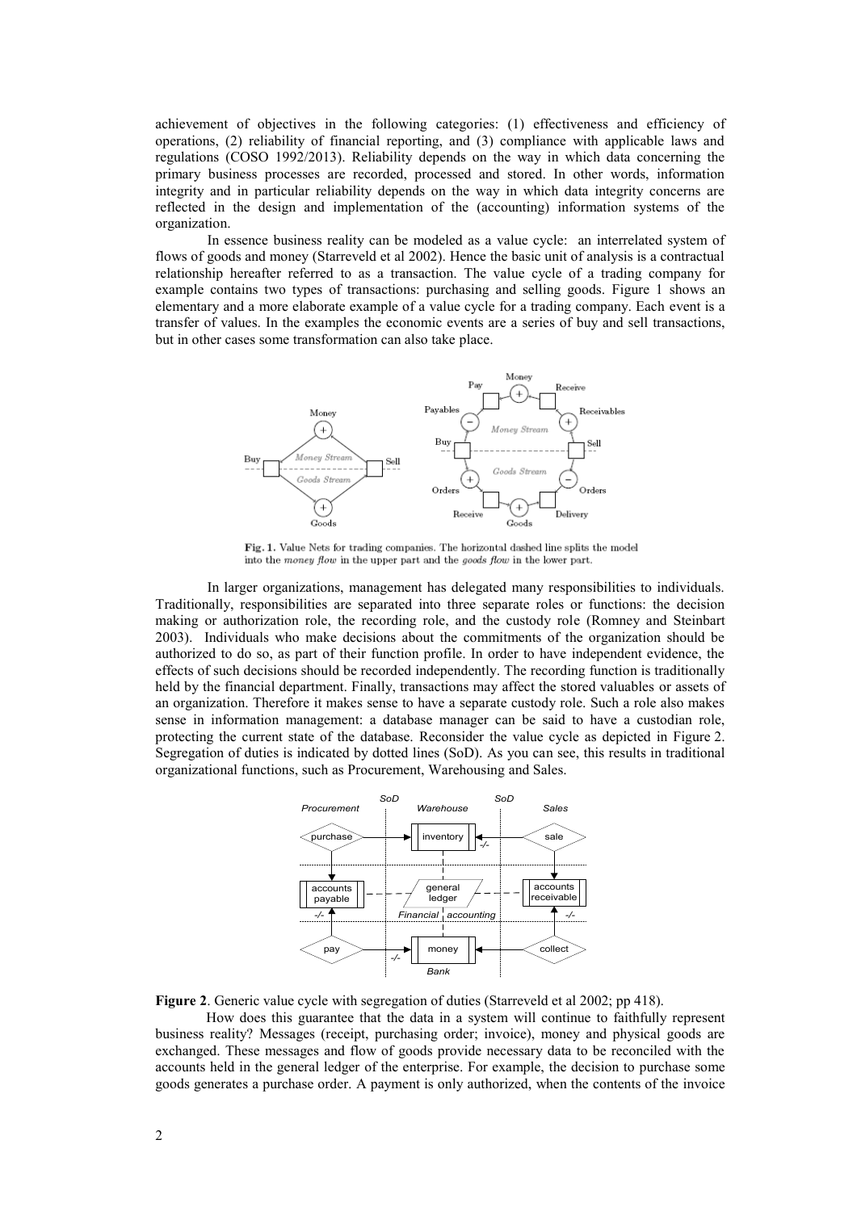achievement of objectives in the following categories: (1) effectiveness and efficiency of operations, (2) reliability of financial reporting, and (3) compliance with applicable laws and regulations (COSO 1992/2013). Reliability depends on the way in which data concerning the primary business processes are recorded, processed and stored. In other words, information integrity and in particular reliability depends on the way in which data integrity concerns are reflected in the design and implementation of the (accounting) information systems of the organization.

In essence business reality can be modeled as a value cycle: an interrelated system of flows of goods and money (Starreveld et al 2002). Hence the basic unit of analysis is a contractual relationship hereafter referred to as a transaction. The value cycle of a trading company for example contains two types of transactions: purchasing and selling goods. Figure 1 shows an elementary and a more elaborate example of a value cycle for a trading company. Each event is a transfer of values. In the examples the economic events are a series of buy and sell transactions, but in other cases some transformation can also take place.

**Fig. 1.** Value Nets for trading companies. The horizontal dashed line splits the model into the *money flow* in the upper part and the *goods flow* in the lower part.

In larger organizations, management has delegated many responsibilities to individuals. Traditionally, responsibilities are separated into three separate roles or functions: the decision making or authorization role, the recording role, and the custody role (Romney and Steinbart 2003). Individuals who make decisions about the commitments of the organization should be authorized to do so, as part of their function profile. In order to have independent evidence, the effects of such decisions should be recorded independently. The recording function is traditionally held by the financial department. Finally, transactions may affect the stored valuables or assets of an organization. Therefore it makes sense to have a separate custody role. Such a role also makes sense in information management: a database manager can be said to have a custodian role, protecting the current state of the database. Reconsider the value cycle as depicted in Figure 2. Segregation of duties is indicated by dotted lines (SoD). As you can see, this results in traditional organizational functions, such as Procurement, Warehousing and Sales.

**Figure 2**. Generic value cycle with segregation of duties (Starreveld et al 2002; pp 418).

How does this guarantee that the data in a system will continue to faithfully represent business reality? Messages (receipt, purchasing order; invoice), money and physical goods are exchanged. These messages and flow of goods provide necessary data to be reconciled with the accounts held in the general ledger of the enterprise. For example, the decision to purchase some goods generates a purchase order. A payment is only authorized, when the contents of the invoice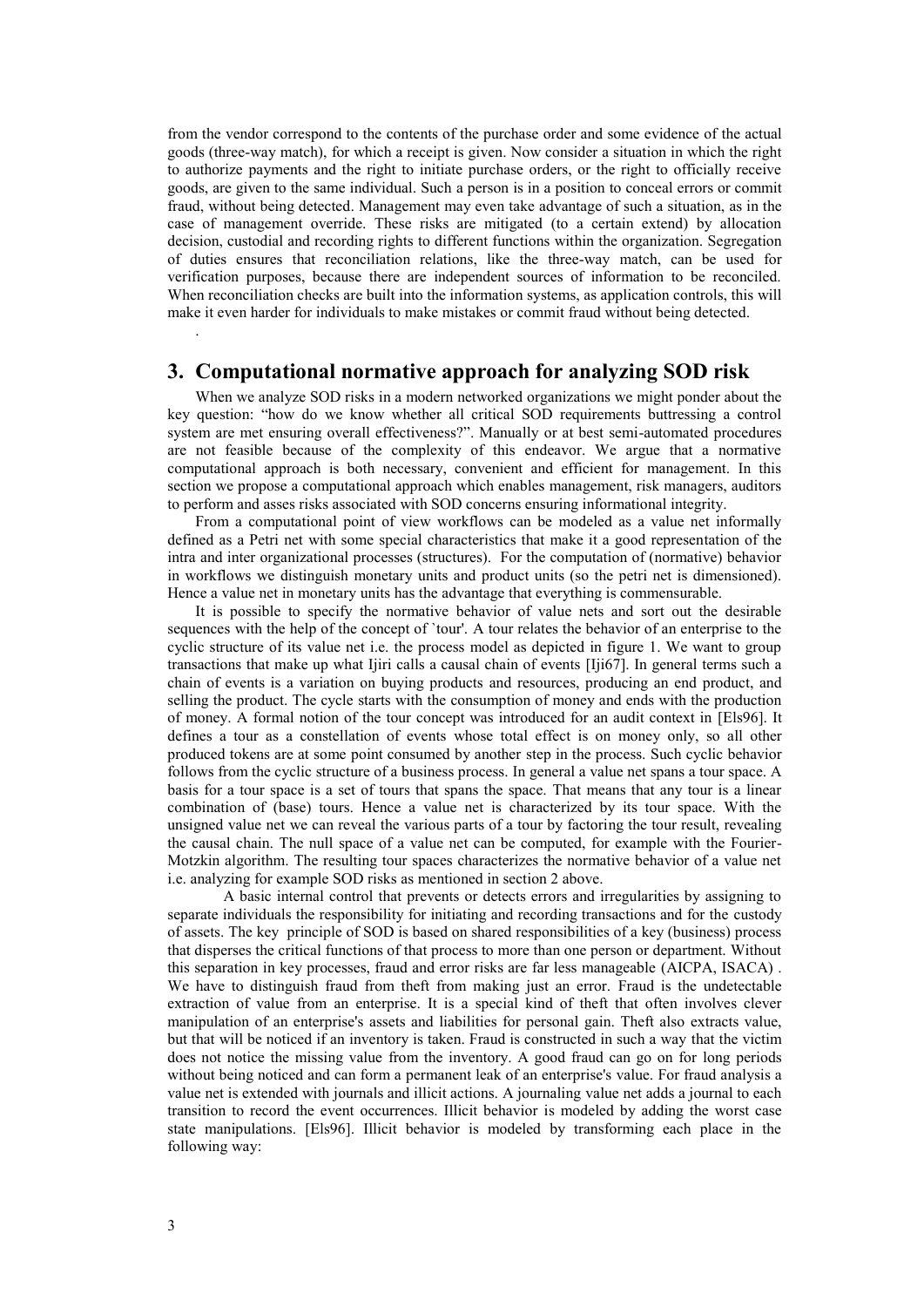from the vendor correspond to the contents of the purchase order and some evidence of the actual goods (three-way match), for which a receipt is given. Now consider a situation in which the right to authorize payments and the right to initiate purchase orders, or the right to officially receive goods, are given to the same individual. Such a person is in a position to conceal errors or commit fraud, without being detected. Management may even take advantage of such a situation, as in the case of management override. These risks are mitigated (to a certain extend) by allocation decision, custodial and recording rights to different functions within the organization. Segregation of duties ensures that reconciliation relations, like the three-way match, can be used for verification purposes, because there are independent sources of information to be reconciled. When reconciliation checks are built into the information systems, as application controls, this will make it even harder for individuals to make mistakes or commit fraud without being detected.

.

## 3. Computational normative approach for analyzing SOD risk

When we analyze SOD risks in a modern networked organizations we might ponder about the key question: "how do we know whether all critical SOD requirements buttressing a control system are met ensuring overall effectiveness?". Manually or at best semi-automated procedures are not feasible because of the complexity of this endeavor. We argue that a normative computational approach is both necessary, convenient and efficient for management. In this section we propose a computational approach which enables management, risk managers, auditors to perform and asses risks associated with SOD concerns ensuring informational integrity.

From a computational point of view workflows can be modeled as a value net informally defined as a Petri net with some special characteristics that make it a good representation of the intra and inter organizational processes (structures). For the computation of (normative) behavior in workflows we distinguish monetary units and product units (so the petri net is dimensioned). Hence a value net in monetary units has the advantage that everything is commensurable.

It is possible to specify the normative behavior of value nets and sort out the desirable sequences with the help of the concept of `tour'. A tour relates the behavior of an enterprise to the cyclic structure of its value net i.e. the process model as depicted in figure 1. We want to group transactions that make up what Ijiri calls a causal chain of events [Iji67]. In general terms such a chain of events is a variation on buying products and resources, producing an end product, and selling the product. The cycle starts with the consumption of money and ends with the production of money. A formal notion of the tour concept was introduced for an audit context in [Els96]. It defines a tour as a constellation of events whose total effect is on money only, so all other produced tokens are at some point consumed by another step in the process. Such cyclic behavior follows from the cyclic structure of a business process. In general a value net spans a tour space. A basis for a tour space is a set of tours that spans the space. That means that any tour is a linear combination of (base) tours. Hence a value net is characterized by its tour space. With the unsigned value net we can reveal the various parts of a tour by factoring the tour result, revealing the causal chain. The null space of a value net can be computed, for example with the Fourier-Motzkin algorithm. The resulting tour spaces characterizes the normative behavior of a value net i.e. analyzing for example SOD risks as mentioned in section 2 above.

A basic internal control that prevents or detects errors and irregularities by assigning to separate individuals the responsibility for initiating and recording transactions and for the custody of assets. The key principle of SOD is based on shared responsibilities of a key (business) process that disperses the critical functions of that process to more than one person or department. Without this separation in key processes, fraud and error risks are far less manageable (AICPA, ISACA) . We have to distinguish fraud from theft from making just an error. Fraud is the undetectable extraction of value from an enterprise. It is a special kind of theft that often involves clever manipulation of an enterprise's assets and liabilities for personal gain. Theft also extracts value, but that will be noticed if an inventory is taken. Fraud is constructed in such a way that the victim does not notice the missing value from the inventory. A good fraud can go on for long periods without being noticed and can form a permanent leak of an enterprise's value. For fraud analysis a value net is extended with journals and illicit actions. A journaling value net adds a journal to each transition to record the event occurrences. Illicit behavior is modeled by adding the worst case state manipulations. [Els96]. Illicit behavior is modeled by transforming each place in the following way: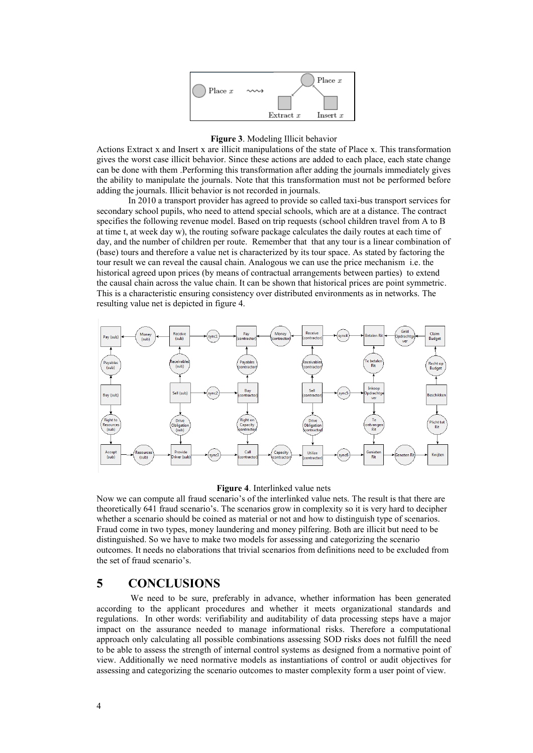**Figure 3**. Modeling Illicit behavior

Actions Extract x and Insert x are illicit manipulations of the state of Place x. This transformation gives the worst case illicit behavior. Since these actions are added to each place, each state change can be done with them .Performing this transformation after adding the journals immediately gives the ability to manipulate the journals. Note that this transformation must not be performed before adding the journals. Illicit behavior is not recorded in journals.

In 2010 a transport provider has agreed to provide so called taxi-bus transport services for secondary school pupils, who need to attend special schools, which are at a distance. The contract specifies the following revenue model. Based on trip requests (school children travel from A to B at time t, at week day w), the routing sofware package calculates the daily routes at each time of day, and the number of children per route.  Remember that  that any tour is a linear combination of (base) tours and therefore a value net is characterized by its tour space. As stated by factoring the tour result we can reveal the causal chain. Analogous we can use the price mechanism  i.e. the historical agreed upon prices (by means of contractual arrangements between parties)  to extend the causal chain across the value chain. It can be shown that historical prices are point symmetric. This is a characteristic ensuring consistency over distributed environments as in networks. The resulting value net is depicted in figure 4.

**Figure 4**. Interlinked value nets

Now we can compute all fraud scenario's of the interlinked value nets. The result is that there are theoretically 641 fraud scenario's. The scenarios grow in complexity so it is very hard to decipher whether a scenario should be coined as material or not and how to distinguish type of scenarios. Fraud come in two types, money laundering and money pilfering. Both are illicit but need to be distinguished. So we have to make two models for assessing and categorizing the scenario outcomes. It needs no elaborations that trivial scenarios from definitions need to be excluded from the set of fraud scenario's.

## 5 CONCLUSIONS

We need to be sure, preferably in advance, whether information has been generated according to the applicant procedures and whether it meets organizational standards and regulations.  In other words: verifiability and auditability of data processing steps have a major impact on the assurance needed to manage informational risks.  Therefore a computational approach only calculating all possible combinations assessing SOD risks does not fulfill the need to be able to assess the strength of internal control systems as designed from a normative point of view. Additionally we need normative models as instantiations of control or audit objectives for assessing and categorizing the scenario outcomes to master complexity form a user point of view.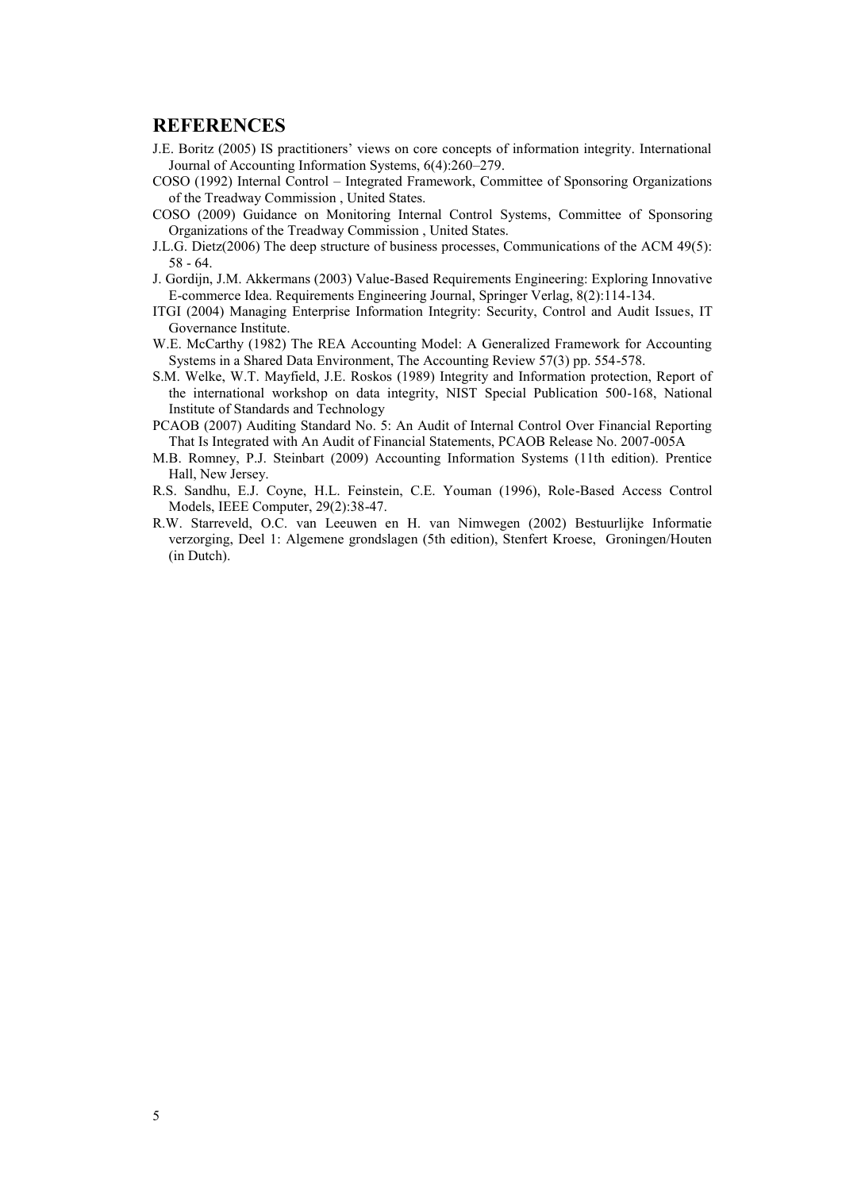## REFERENCES

J.E. Boritz (2005) IS practitioners' views on core concepts of information integrity. International Journal of Accounting Information Systems, 6(4):260–279.

COSO (1992) Internal Control – Integrated Framework, Committee of Sponsoring Organizations of the Treadway Commission , United States.

COSO (2009) Guidance on Monitoring Internal Control Systems, Committee of Sponsoring Organizations of the Treadway Commission , United States.

J.L.G. Dietz(2006) The deep structure of business processes, Communications of the ACM 49(5): 58 - 64.

J. Gordijn, J.M. Akkermans (2003) Value-Based Requirements Engineering: Exploring Innovative E-commerce Idea. Requirements Engineering Journal, Springer Verlag, 8(2):114-134.

ITGI (2004) Managing Enterprise Information Integrity: Security, Control and Audit Issues, IT Governance Institute.

W.E. McCarthy (1982) The REA Accounting Model: A Generalized Framework for Accounting Systems in a Shared Data Environment, The Accounting Review 57(3) pp. 554-578.

S.M. Welke, W.T. Mayfield, J.E. Roskos (1989) Integrity and Information protection, Report of the international workshop on data integrity, NIST Special Publication 500-168, National Institute of Standards and Technology

PCAOB (2007) Auditing Standard No. 5: An Audit of Internal Control Over Financial Reporting That Is Integrated with An Audit of Financial Statements, PCAOB Release No. 2007-005A

M.B. Romney, P.J. Steinbart (2009) Accounting Information Systems (11th edition). Prentice Hall, New Jersey.

R.S. Sandhu, E.J. Coyne, H.L. Feinstein, C.E. Youman (1996), Role-Based Access Control Models, IEEE Computer, 29(2):38-47.

R.W. Starreveld, O.C. van Leeuwen en H. van Nimwegen (2002) Bestuurlijke Informatie verzorging, Deel 1: Algemene grondslagen (5th edition), Stenfert Kroese, Groningen/Houten (in Dutch).